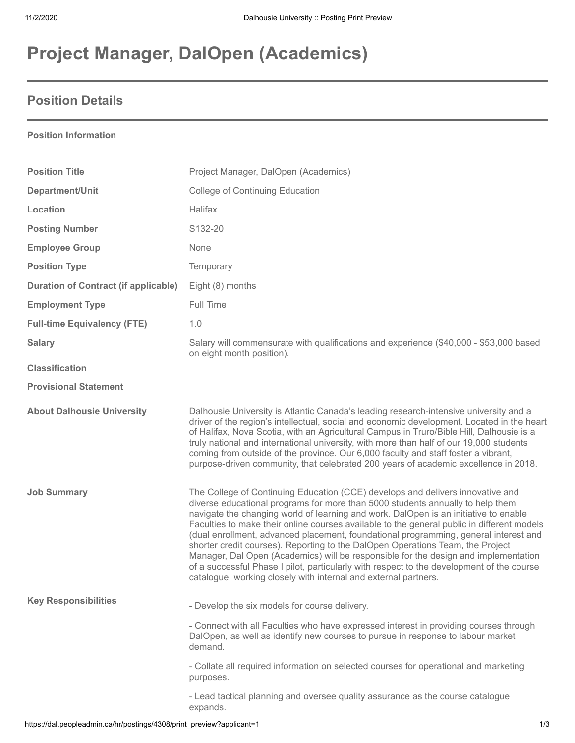# Project Manager, DalOpen (Academics)

## Position Details

**Position Information**

| | |
|---|---|
| **Position Title** | Project Manager, DalOpen (Academics) |
| **Department/Unit** | College of Continuing Education |
| **Location** | Halifax |
| **Posting Number** | S132-20 |
| **Employee Group** | None |
| **Position Type** | Temporary |
| **Duration of Contract (if applicable)** | Eight (8) months |
| **Employment Type** | Full Time |
| **Full-time Equivalency (FTE)** | 1.0 |
| **Salary** | Salary will commensurate with qualifications and experience ($40,000 - $53,000 based on eight month position). |
| **Classification** | |
| **Provisional Statement** | |
| **About Dalhousie University** | Dalhousie University is Atlantic Canada's leading research-intensive university and a driver of the region's intellectual, social and economic development. Located in the heart of Halifax, Nova Scotia, with an Agricultural Campus in Truro/Bible Hill, Dalhousie is a truly national and international university, with more than half of our 19,000 students coming from outside of the province. Our 6,000 faculty and staff foster a vibrant, purpose-driven community, that celebrated 200 years of academic excellence in 2018. |
| **Job Summary** | The College of Continuing Education (CCE) develops and delivers innovative and diverse educational programs for more than 5000 students annually to help them navigate the changing world of learning and work. DalOpen is an initiative to enable Faculties to make their online courses available to the general public in different models (dual enrollment, advanced placement, foundational programming, general interest and shorter credit courses). Reporting to the DalOpen Operations Team, the Project Manager, Dal Open (Academics) will be responsible for the design and implementation of a successful Phase I pilot, particularly with respect to the development of the course catalogue, working closely with internal and external partners. |

**Key Responsibilities**

- Develop the six models for course delivery.

- Connect with all Faculties who have expressed interest in providing courses through DalOpen, as well as identify new courses to pursue in response to labour market demand.

- Collate all required information on selected courses for operational and marketing purposes.

- Lead tactical planning and oversee quality assurance as the course catalogue expands.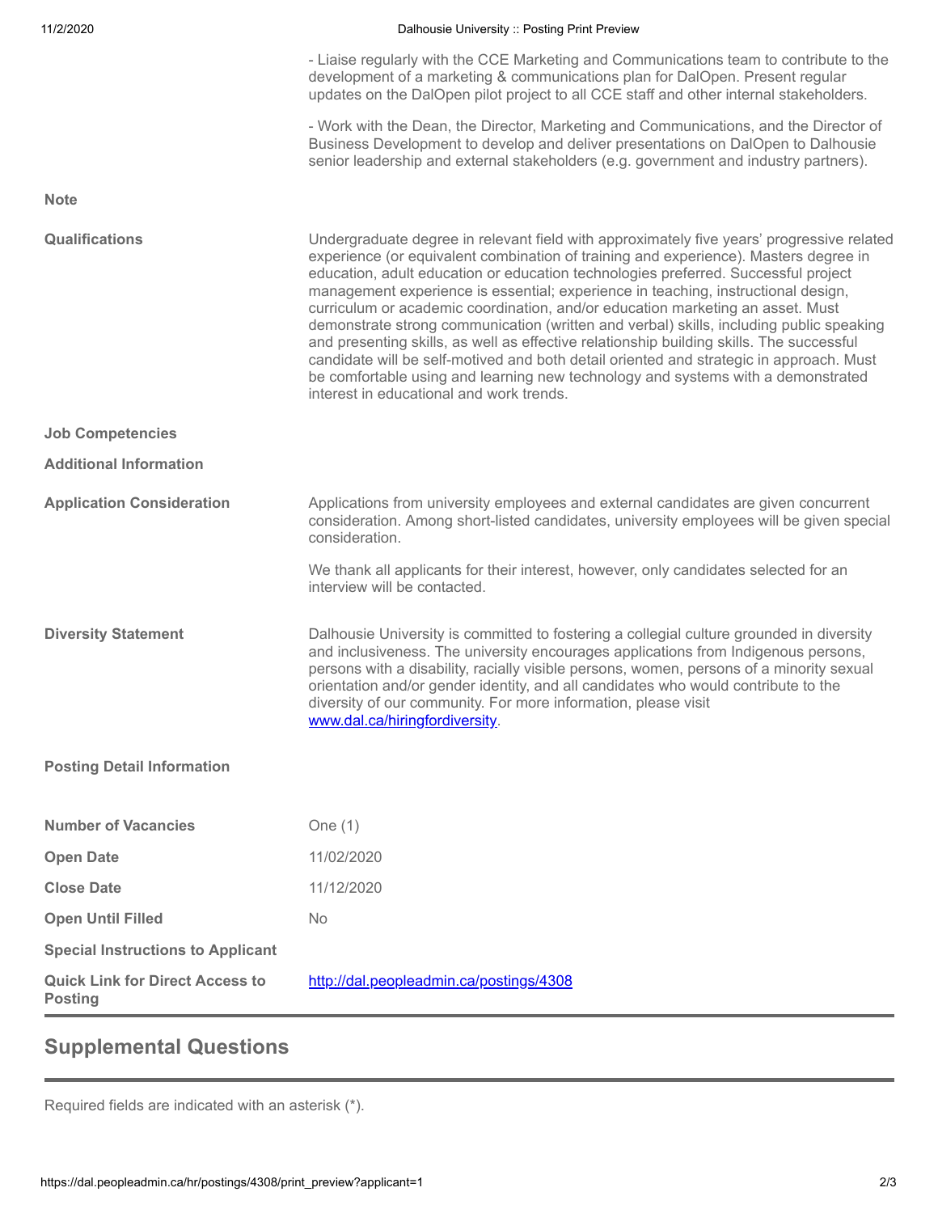- Liaise regularly with the CCE Marketing and Communications team to contribute to the development of a marketing & communications plan for DalOpen. Present regular updates on the DalOpen pilot project to all CCE staff and other internal stakeholders.

- Work with the Dean, the Director, Marketing and Communications, and the Director of Business Development to develop and deliver presentations on DalOpen to Dalhousie senior leadership and external stakeholders (e.g. government and industry partners).

**Note**

**Qualifications**

Undergraduate degree in relevant field with approximately five years' progressive related experience (or equivalent combination of training and experience). Masters degree in education, adult education or education technologies preferred. Successful project management experience is essential; experience in teaching, instructional design, curriculum or academic coordination, and/or education marketing an asset. Must demonstrate strong communication (written and verbal) skills, including public speaking and presenting skills, as well as effective relationship building skills. The successful candidate will be self-motived and both detail oriented and strategic in approach. Must be comfortable using and learning new technology and systems with a demonstrated interest in educational and work trends.

**Job Competencies**

**Additional Information**

**Application Consideration**

Applications from university employees and external candidates are given concurrent consideration. Among short-listed candidates, university employees will be given special consideration.

We thank all applicants for their interest, however, only candidates selected for an interview will be contacted.

**Diversity Statement**

Dalhousie University is committed to fostering a collegial culture grounded in diversity and inclusiveness. The university encourages applications from Indigenous persons, persons with a disability, racially visible persons, women, persons of a minority sexual orientation and/or gender identity, and all candidates who would contribute to the diversity of our community. For more information, please visit www.dal.ca/hiringfordiversity.

**Posting Detail Information**

| | |
|---|---|
| **Number of Vacancies** | One (1) |
| **Open Date** | 11/02/2020 |
| **Close Date** | 11/12/2020 |
| **Open Until Filled** | No |
| **Special Instructions to Applicant** | |
| **Quick Link for Direct Access to Posting** | http://dal.peopleadmin.ca/postings/4308 |

## Supplemental Questions

Required fields are indicated with an asterisk (*).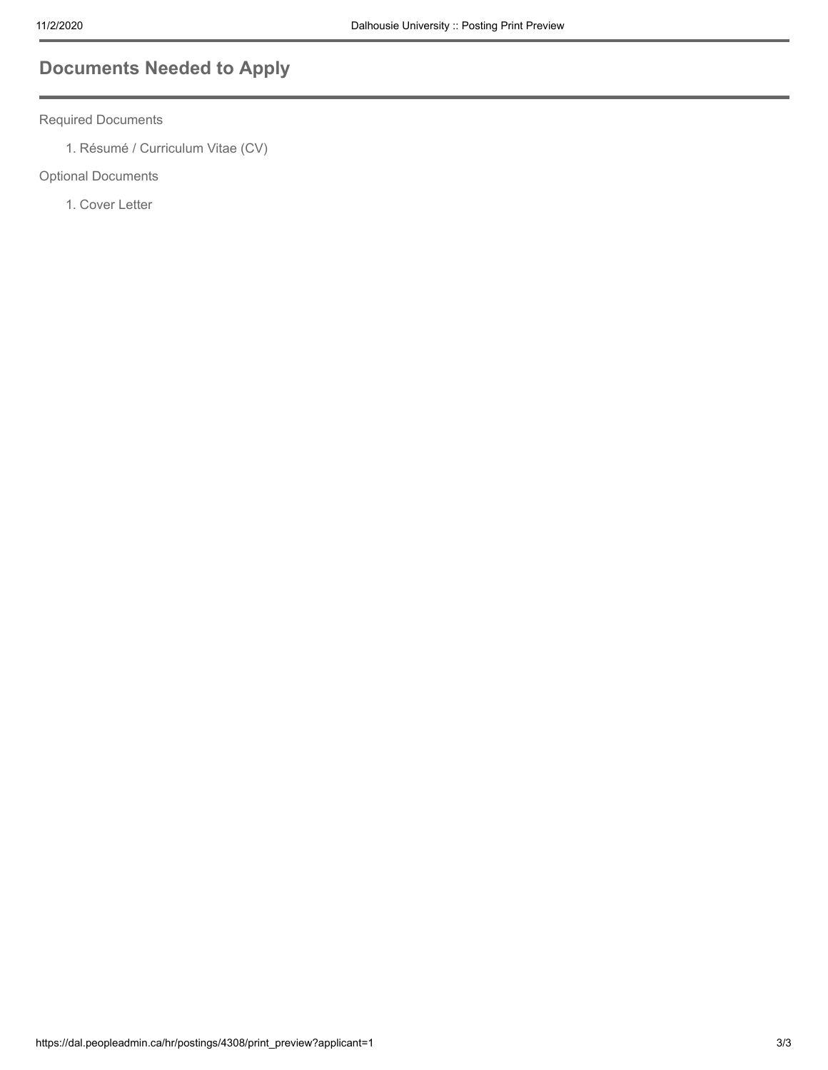## Documents Needed to Apply

Required Documents

1. Résumé / Curriculum Vitae (CV)

Optional Documents

1. Cover Letter